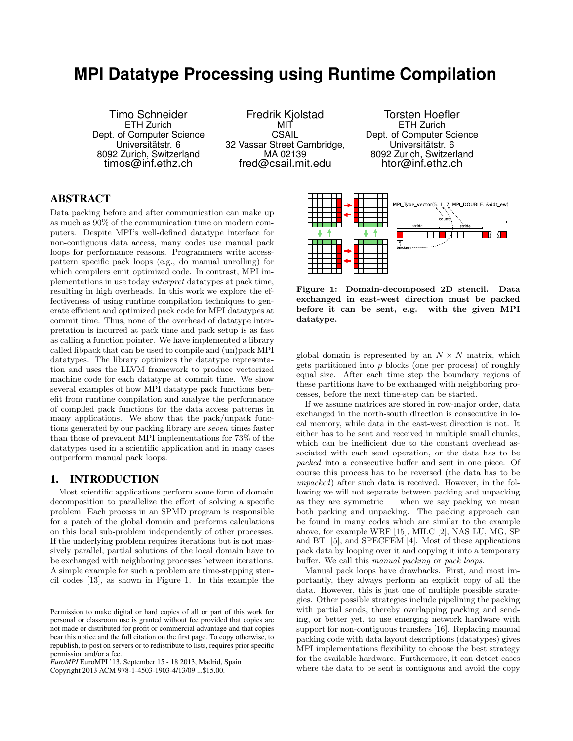# MPI Datatype Processing using Runtime Compilation

Timo Schneider
ETH Zurich
Dept. of Computer Science
Universitätstr. 6
8092 Zurich, Switzerland
timos@inf.ethz.ch

Fredrik Kjolstad
MIT
CSAIL
32 Vassar Street Cambridge, MA 02139
fred@csail.mit.edu

Torsten Hoefler
ETH Zurich
Dept. of Computer Science
Universitätstr. 6
8092 Zurich, Switzerland
htor@inf.ethz.ch

## ABSTRACT

Data packing before and after communication can make up as much as 90% of the communication time on modern computers. Despite MPI's well-defined datatype interface for non-contiguous data access, many codes use manual pack loops for performance reasons. Programmers write access-pattern specific pack loops (e.g., do manual unrolling) for which compilers emit optimized code. In contrast, MPI implementations in use today *interpret* datatypes at pack time, resulting in high overheads. In this work we explore the effectiveness of using runtime compilation techniques to generate efficient and optimized pack code for MPI datatypes at commit time. Thus, none of the overhead of datatype interpretation is incurred at pack time and pack setup is as fast as calling a function pointer. We have implemented a library called libpack that can be used to compile and (un)pack MPI datatypes. The library optimizes the datatype representation and uses the LLVM framework to produce vectorized machine code for each datatype at commit time. We show several examples of how MPI datatype pack functions benefit from runtime compilation and analyze the performance of compiled pack functions for the data access patterns in many applications. We show that the pack/unpack functions generated by our packing library are *seven* times faster than those of prevalent MPI implementations for 73% of the datatypes used in a scientific application and in many cases outperform manual pack loops.

## 1. INTRODUCTION

Most scientific applications perform some form of domain decomposition to parallelize the effort of solving a specific problem. Each process in an SPMD program is responsible for a patch of the global domain and performs calculations on this local sub-problem independently of other processes. If the underlying problem requires iterations but is not massively parallel, partial solutions of the local domain have to be exchanged with neighboring processes between iterations. A simple example for such a problem are time-stepping stencil codes [13], as shown in Figure 1. In this example the global domain is represented by an $N \times N$ matrix, which gets partitioned into $p$ blocks (one per process) of roughly equal size. After each time step the boundary regions of these partitions have to be exchanged with neighboring processes, before the next time-step can be started.

MPI_Type_vector(5, 1, 7, MPI_DOUBLE, &ddt_ew)
count
stride
stride
blocklen

**Figure 1: Domain-decomposed 2D stencil. Data exchanged in east-west direction must be packed before it can be sent, e.g. with the given MPI datatype.**

If we assume matrices are stored in row-major order, data exchanged in the north-south direction is consecutive in local memory, while data in the east-west direction is not. It either has to be sent and received in multiple small chunks, which can be inefficient due to the constant overhead associated with each send operation, or the data has to be *packed* into a consecutive buffer and sent in one piece. Of course this process has to be reversed (the data has to be *unpacked*) after such data is received. However, in the following we will not separate between packing and unpacking as they are symmetric — when we say packing we mean both packing and unpacking. The packing approach can be found in many codes which are similar to the example above, for example WRF [15], MILC [2], NAS LU, MG, SP and BT [5], and SPECFEM [4]. Most of these applications pack data by looping over it and copying it into a temporary buffer. We call this *manual packing* or *pack loops*.

Manual pack loops have drawbacks. First, and most importantly, they always perform an explicit copy of all the data. However, this is just one of multiple possible strategies. Other possible strategies include pipelining the packing with partial sends, thereby overlapping packing and sending, or better yet, to use emerging network hardware with support for non-contiguous transfers [16]. Replacing manual packing code with data layout descriptions (datatypes) gives MPI implementations flexibility to choose the best strategy for the available hardware. Furthermore, it can detect cases where the data to be sent is contiguous and avoid the copy

Permission to make digital or hard copies of all or part of this work for personal or classroom use is granted without fee provided that copies are not made or distributed for profit or commercial advantage and that copies bear this notice and the full citation on the first page. To copy otherwise, to republish, to post on servers or to redistribute to lists, requires prior specific permission and/or a fee.
*EuroMPI* EuroMPI '13, September 15 - 18 2013, Madrid, Spain
Copyright 2013 ACM 978-1-4503-1903-4/13/09 ...$15.00.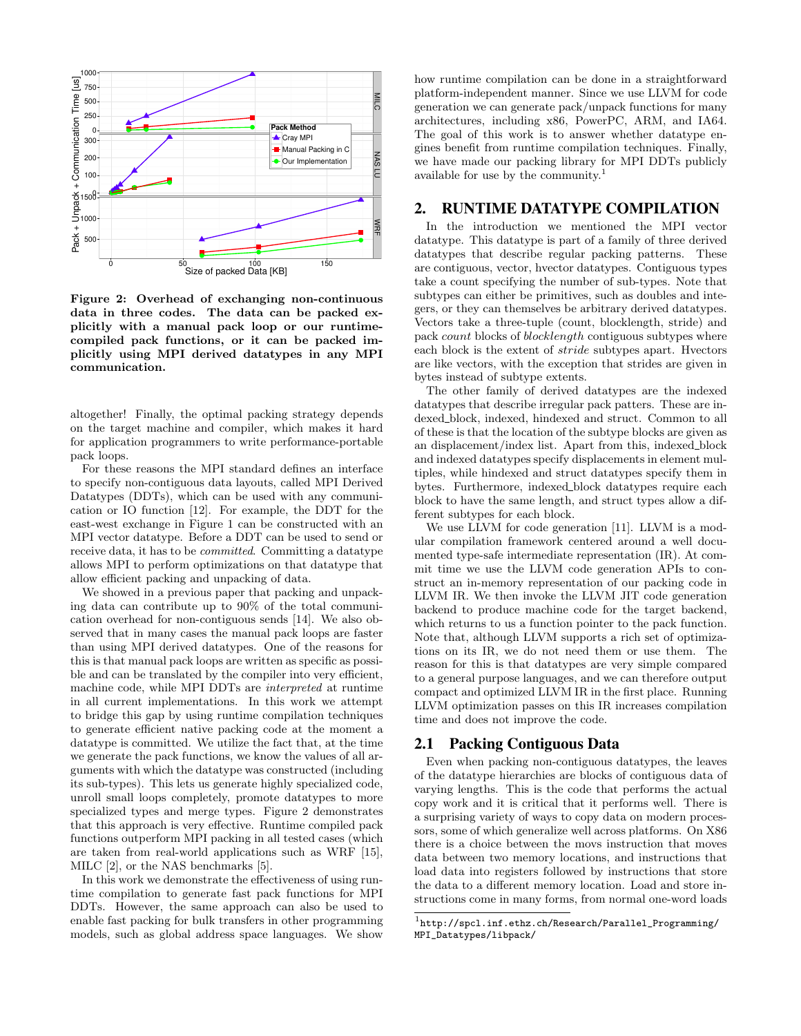Pack + Unpack + Communication Time [us]

1000
750
500
250
0
MILC

300
200
100
0
NAS LU

1500
1000
500
WRF

0
50
100
150

Size of packed Data [KB]

Pack Method
Cray MPI
Manual Packing in C
Our Implementation

**Figure 2: Overhead of exchanging non-continuous data in three codes. The data can be packed explicitly with a manual pack loop or our runtime-compiled pack functions, or it can be packed implicitly using MPI derived datatypes in any MPI communication.**

altogether! Finally, the optimal packing strategy depends on the target machine and compiler, which makes it hard for application programmers to write performance-portable pack loops.

For these reasons the MPI standard defines an interface to specify non-contiguous data layouts, called MPI Derived Datatypes (DDTs), which can be used with any communication or IO function [12]. For example, the DDT for the east-west exchange in Figure 1 can be constructed with an MPI vector datatype. Before a DDT can be used to send or receive data, it has to be *committed*. Committing a datatype allows MPI to perform optimizations on that datatype that allow efficient packing and unpacking of data.

We showed in a previous paper that packing and unpacking data can contribute up to 90% of the total communication overhead for non-contiguous sends [14]. We also observed that in many cases the manual pack loops are faster than using MPI derived datatypes. One of the reasons for this is that manual pack loops are written as specific as possible and can be translated by the compiler into very efficient, machine code, while MPI DDTs are *interpreted* at runtime in all current implementations. In this work we attempt to bridge this gap by using runtime compilation techniques to generate efficient native packing code at the moment a datatype is committed. We utilize the fact that, at the time we generate the pack functions, we know the values of all arguments with which the datatype was constructed (including its sub-types). This lets us generate highly specialized code, unroll small loops completely, promote datatypes to more specialized types and merge types. Figure 2 demonstrates that this approach is very effective. Runtime compiled pack functions outperform MPI packing in all tested cases (which are taken from real-world applications such as WRF [15], MILC [2], or the NAS benchmarks [5].

In this work we demonstrate the effectiveness of using runtime compilation to generate fast pack functions for MPI DDTs. However, the same approach can also be used to enable fast packing for bulk transfers in other programming models, such as global address space languages. We show how runtime compilation can be done in a straightforward platform-independent manner. Since we use LLVM for code generation we can generate pack/unpack functions for many architectures, including x86, PowerPC, ARM, and IA64. The goal of this work is to answer whether datatype engines benefit from runtime compilation techniques. Finally, we have made our packing library for MPI DDTs publicly available for use by the community.[1]

## 2. RUNTIME DATATYPE COMPILATION

In the introduction we mentioned the MPI vector datatype. This datatype is part of a family of three derived datatypes that describe regular packing patterns. These are contiguous, vector, hvector datatypes. Contiguous types take a count specifying the number of sub-types. Note that subtypes can either be primitives, such as doubles and integers, or they can themselves be arbitrary derived datatypes. Vectors take a three-tuple (count, blocklength, stride) and pack *count* blocks of *blocklength* contiguous subtypes where each block is the extent of *stride* subtypes apart. Hvectors are like vectors, with the exception that strides are given in bytes instead of subtype extents.

The other family of derived datatypes are the indexed datatypes that describe irregular pack patters. These are indexed_block, indexed, hindexed and struct. Common to all of these is that the location of the subtype blocks are given as an displacement/index list. Apart from this, indexed_block and indexed datatypes specify displacements in element multiples, while hindexed and struct datatypes specify them in bytes. Furthermore, indexed_block datatypes require each block to have the same length, and struct types allow a different subtypes for each block.

We use LLVM for code generation [11]. LLVM is a modular compilation framework centered around a well documented type-safe intermediate representation (IR). At commit time we use the LLVM code generation APIs to construct an in-memory representation of our packing code in LLVM IR. We then invoke the LLVM JIT code generation backend to produce machine code for the target backend, which returns to us a function pointer to the pack function. Note that, although LLVM supports a rich set of optimizations on its IR, we do not need them or use them. The reason for this is that datatypes are very simple compared to a general purpose languages, and we can therefore output compact and optimized LLVM IR in the first place. Running LLVM optimization passes on this IR increases compilation time and does not improve the code.

### 2.1 Packing Contiguous Data

Even when packing non-contiguous datatypes, the leaves of the datatype hierarchies are blocks of contiguous data of varying lengths. This is the code that performs the actual copy work and it is critical that it performs well. There is a surprising variety of ways to copy data on modern processors, some of which generalize well across platforms. On X86 there is a choice between the movs instruction that moves data between two memory locations, and instructions that load data into registers followed by instructions that store the data to a different memory location. Load and store instructions come in many forms, from normal one-word loads

[1] http://spcl.inf.ethz.ch/Research/Parallel_Programming/MPI_Datatypes/libpack/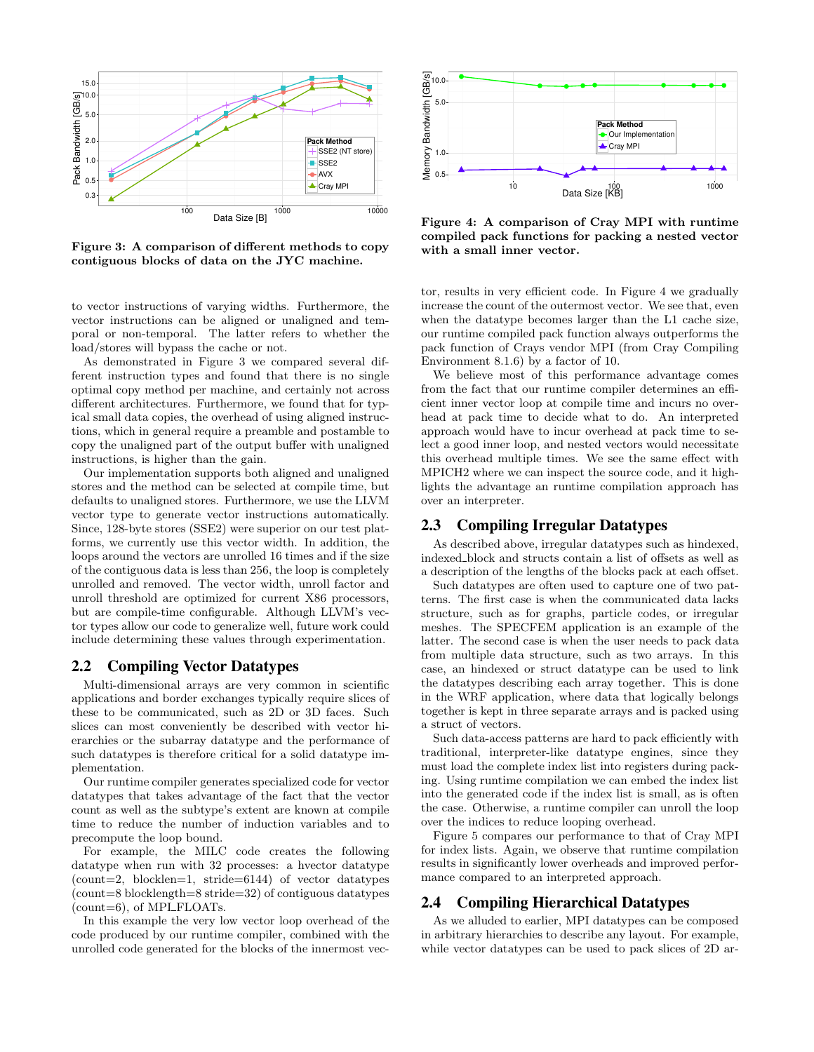Pack Bandwidth [GB/s]

15.0
10.0
5.0
2.0
1.0
0.5
0.3

100
1000
10000

Data Size [B]

Pack Method
SSE2 (NT store)
SSE2
AVX
Cray MPI

**Figure 3: A comparison of different methods to copy contiguous blocks of data on the JYC machine.**

Memory Bandwidth [GB/s]

10.0
5.0
1.0
0.5

10
100
1000

Data Size [KB]

Pack Method
Our Implementation
Cray MPI

**Figure 4: A comparison of Cray MPI with runtime compiled pack functions for packing a nested vector with a small inner vector.**

to vector instructions of varying widths. Furthermore, the vector instructions can be aligned or unaligned and temporal or non-temporal. The latter refers to whether the load/stores will bypass the cache or not.

As demonstrated in Figure 3 we compared several different instruction types and found that there is no single optimal copy method per machine, and certainly not across different architectures. Furthermore, we found that for typical small data copies, the overhead of using aligned instructions, which in general require a preamble and postamble to copy the unaligned part of the output buffer with unaligned instructions, is higher than the gain.

Our implementation supports both aligned and unaligned stores and the method can be selected at compile time, but defaults to unaligned stores. Furthermore, we use the LLVM vector type to generate vector instructions automatically. Since, 128-byte stores (SSE2) were superior on our test platforms, we currently use this vector width. In addition, the loops around the vectors are unrolled 16 times and if the size of the contiguous data is less than 256, the loop is completely unrolled and removed. The vector width, unroll factor and unroll threshold are optimized for current X86 processors, but are compile-time configurable. Although LLVM's vector types allow our code to generalize well, future work could include determining these values through experimentation.

## 2.2 Compiling Vector Datatypes

Multi-dimensional arrays are very common in scientific applications and border exchanges typically require slices of these to be communicated, such as 2D or 3D faces. Such slices can most conveniently be described with vector hierarchies or the subarray datatype and the performance of such datatypes is therefore critical for a solid datatype implementation.

Our runtime compiler generates specialized code for vector datatypes that takes advantage of the fact that the vector count as well as the subtype's extent are known at compile time to reduce the number of induction variables and to precompute the loop bound.

For example, the MILC code creates the following datatype when run with 32 processes: a hvector datatype (count=2, blocklen=1, stride=6144) of vector datatypes (count=8 blocklength=8 stride=32) of contiguous datatypes (count=6), of MPI_FLOATs.

In this example the very low vector loop overhead of the code produced by our runtime compiler, combined with the unrolled code generated for the blocks of the innermost vector, results in very efficient code. In Figure 4 we gradually increase the count of the outermost vector. We see that, even when the datatype becomes larger than the L1 cache size, our runtime compiled pack function always outperforms the pack function of Crays vendor MPI (from Cray Compiling Environment 8.1.6) by a factor of 10.

We believe most of this performance advantage comes from the fact that our runtime compiler determines an efficient inner vector loop at compile time and incurs no overhead at pack time to decide what to do. An interpreted approach would have to incur overhead at pack time to select a good inner loop, and nested vectors would necessitate this overhead multiple times. We see the same effect with MPICH2 where we can inspect the source code, and it highlights the advantage an runtime compilation approach has over an interpreter.

## 2.3 Compiling Irregular Datatypes

As described above, irregular datatypes such as hindexed, indexed_block and structs contain a list of offsets as well as a description of the lengths of the blocks pack at each offset.

Such datatypes are often used to capture one of two patterns. The first case is when the communicated data lacks structure, such as for graphs, particle codes, or irregular meshes. The SPECFEM application is an example of the latter. The second case is when the user needs to pack data from multiple data structure, such as two arrays. In this case, an hindexed or struct datatype can be used to link the datatypes describing each array together. This is done in the WRF application, where data that logically belongs together is kept in three separate arrays and is packed using a struct of vectors.

Such data-access patterns are hard to pack efficiently with traditional, interpreter-like datatype engines, since they must load the complete index list into registers during packing. Using runtime compilation we can embed the index list into the generated code if the index list is small, as is often the case. Otherwise, a runtime compiler can unroll the loop over the indices to reduce looping overhead.

Figure 5 compares our performance to that of Cray MPI for index lists. Again, we observe that runtime compilation results in significantly lower overheads and improved performance compared to an interpreted approach.

## 2.4 Compiling Hierarchical Datatypes

As we alluded to earlier, MPI datatypes can be composed in arbitrary hierarchies to describe any layout. For example, while vector datatypes can be used to pack slices of 2D ar-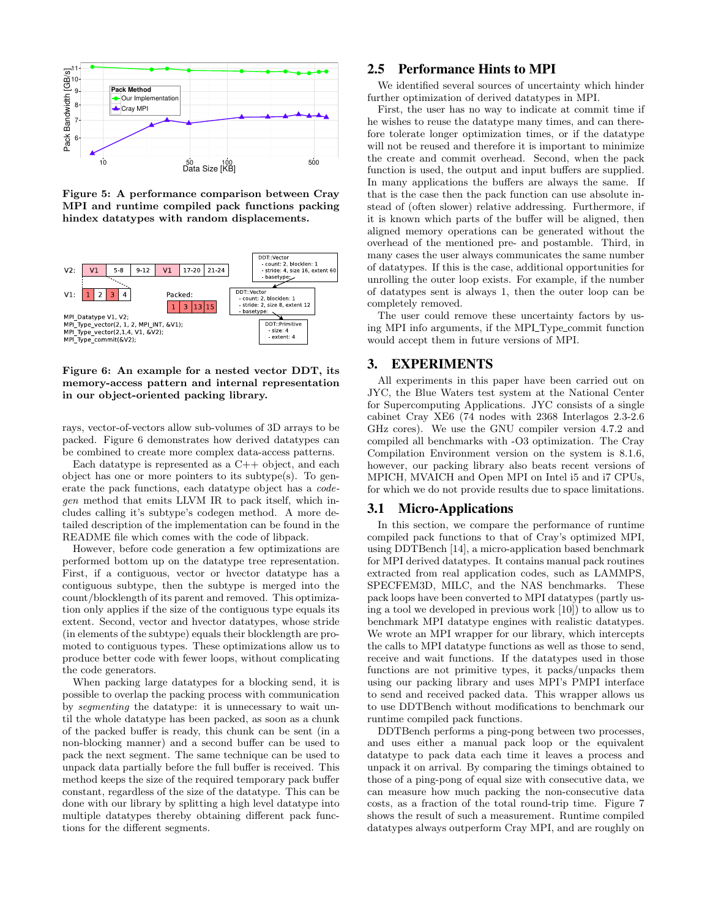Pack Bandwidth [GB/s]

11
10
9
8
7
6

Pack Method
Our Implementation
Cray MPI

10
50
100
500
Data Size [KB]

**Figure 5: A performance comparison between Cray MPI and runtime compiled pack functions packing hindex datatypes with random displacements.**

V2: V1 | 5-8 | 9-12 | V1 | 17-20 | 21-24

V1: 1 | 2 | 3 | 4

Packed: 1 | 3 | 13 | 15

```
MPI_Datatype V1, V2;
MPI_Type_vector(2, 1, 2, MPI_INT, &V1);
MPI_Type_vector(2,1,4, V1, &V2);
MPI_Type_commit(&V2);
```

DDT::Vector
- count: 2, blocklen: 1
- stride: 4, size 16, extent 60
- basetype:

DDT::Vector
- count: 2, blocklen: 1
- stride: 2, size 8, extent 12
- basetype:

DDT::Primitive
- size: 4
- extent: 4

**Figure 6: An example for a nested vector DDT, its memory-access pattern and internal representation in our object-oriented packing library.**

rays, vector-of-vectors allow sub-volumes of 3D arrays to be packed. Figure 6 demonstrates how derived datatypes can be combined to create more complex data-access patterns.

Each datatype is represented as a C++ object, and each object has one or more pointers to its subtype(s). To generate the pack functions, each datatype object has a *codegen* method that emits LLVM IR to pack itself, which includes calling it's subtype's codegen method. A more detailed description of the implementation can be found in the README file which comes with the code of libpack.

However, before code generation a few optimizations are performed bottom up on the datatype tree representation. First, if a contiguous, vector or hvector datatype has a contiguous subtype, then the subtype is merged into the count/blocklength of its parent and removed. This optimization only applies if the size of the contiguous type equals its extent. Second, vector and hvector datatypes, whose stride (in elements of the subtype) equals their blocklength are promoted to contiguous types. These optimizations allow us to produce better code with fewer loops, without complicating the code generators.

When packing large datatypes for a blocking send, it is possible to overlap the packing process with communication by *segmenting* the datatype: it is unnecessary to wait until the whole datatype has been packed, as soon as a chunk of the packed buffer is ready, this chunk can be sent (in a non-blocking manner) and a second buffer can be used to pack the next segment. The same technique can be used to unpack data partially before the full buffer is received. This method keeps the size of the required temporary pack buffer constant, regardless of the size of the datatype. This can be done with our library by splitting a high level datatype into multiple datatypes thereby obtaining different pack functions for the different segments.

## 2.5 Performance Hints to MPI

We identified several sources of uncertainty which hinder further optimization of derived datatypes in MPI.

First, the user has no way to indicate at commit time if he wishes to reuse the datatype many times, and can therefore tolerate longer optimization times, or if the datatype will not be reused and therefore it is important to minimize the create and commit overhead. Second, when the pack function is used, the output and input buffers are supplied. In many applications the buffers are always the same. If that is the case then the pack function can use absolute instead of (often slower) relative addressing. Furthermore, if it is known which parts of the buffer will be aligned, then aligned memory operations can be generated without the overhead of the mentioned pre- and postamble. Third, in many cases the user always communicates the same number of datatypes. If this is the case, additional opportunities for unrolling the outer loop exists. For example, if the number of datatypes sent is always 1, then the outer loop can be completely removed.

The user could remove these uncertainty factors by using MPI info arguments, if the MPI_Type_commit function would accept them in future versions of MPI.

# 3. EXPERIMENTS

All experiments in this paper have been carried out on JYC, the Blue Waters test system at the National Center for Supercomputing Applications. JYC consists of a single cabinet Cray XE6 (74 nodes with 2368 Interlagos 2.3-2.6 GHz cores). We use the GNU compiler version 4.7.2 and compiled all benchmarks with -O3 optimization. The Cray Compilation Environment version on the system is 8.1.6, however, our packing library also beats recent versions of MPICH, MVAICH and Open MPI on Intel i5 and i7 CPUs, for which we do not provide results due to space limitations.

## 3.1 Micro-Applications

In this section, we compare the performance of runtime compiled pack functions to that of Cray's optimized MPI, using DDTBench [14], a micro-application based benchmark for MPI derived datatypes. It contains manual pack routines extracted from real application codes, such as LAMMPS, SPECFEM3D, MILC, and the NAS benchmarks. These pack loops have been converted to MPI datatypes (partly using a tool we developed in previous work [10]) to allow us to benchmark MPI datatype engines with realistic datatypes. We wrote an MPI wrapper for our library, which intercepts the calls to MPI datatype functions as well as those to send, receive and wait functions. If the datatypes used in those functions are not primitive types, it packs/unpacks them using our packing library and uses MPI's PMPI interface to send and received packed data. This wrapper allows us to use DDTBench without modifications to benchmark our runtime compiled pack functions.

DDTBench performs a ping-pong between two processes, and uses either a manual pack loop or the equivalent datatype to pack data each time it leaves a process and unpack it on arrival. By comparing the timings obtained to those of a ping-pong of equal size with consecutive data, we can measure how much packing the non-consecutive data costs, as a fraction of the total round-trip time. Figure 7 shows the result of such a measurement. Runtime compiled datatypes always outperform Cray MPI, and are roughly on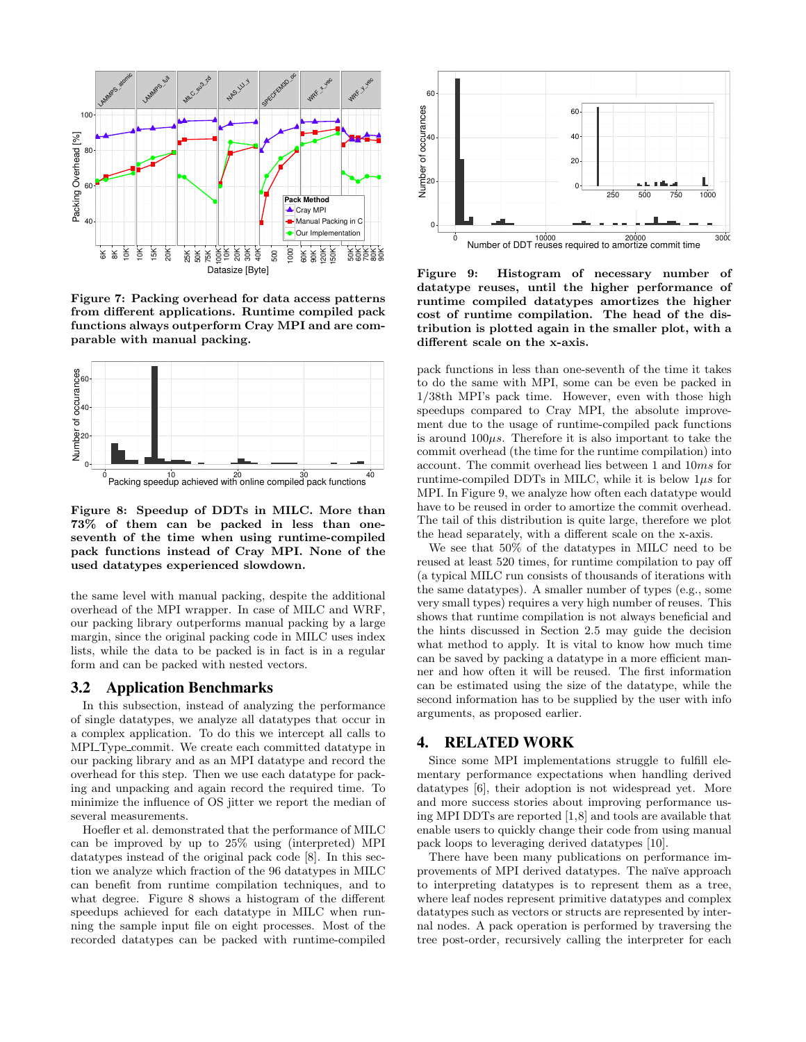Figure 7: Packing overhead for data access patterns from different applications. Runtime compiled pack functions always outperform Cray MPI and are comparable with manual packing.

Figure 8: Speedup of DDTs in MILC. More than 73% of them can be packed in less than one-seventh of the time when using runtime-compiled pack functions instead of Cray MPI. None of the used datatypes experienced slowdown.

the same level with manual packing, despite the additional overhead of the MPI wrapper. In case of MILC and WRF, our packing library outperforms manual packing by a large margin, since the original packing code in MILC uses index lists, while the data to be packed is in fact is in a regular form and can be packed with nested vectors.

## 3.2 Application Benchmarks

In this subsection, instead of analyzing the performance of single datatypes, we analyze all datatypes that occur in a complex application. To do this we intercept all calls to MPI_Type_commit. We create each committed datatype in our packing library and as an MPI datatype and record the overhead for this step. Then we use each datatype for packing and unpacking and again record the required time. To minimize the influence of OS jitter we report the median of several measurements.

Hoefler et al. demonstrated that the performance of MILC can be improved by up to 25% using (interpreted) MPI datatypes instead of the original pack code [8]. In this section we analyze which fraction of the 96 datatypes in MILC can benefit from runtime compilation techniques, and to what degree. Figure 8 shows a histogram of the different speedups achieved for each datatype in MILC when running the sample input file on eight processes. Most of the recorded datatypes can be packed with runtime-compiled pack functions in less than one-seventh of the time it takes to do the same with MPI, some can be even be packed in 1/38th MPI's pack time. However, even with those high speedups compared to Cray MPI, the absolute improvement due to the usage of runtime-compiled pack functions is around $100\mu s$. Therefore it is also important to take the commit overhead (the time for the runtime compilation) into account. The commit overhead lies between 1 and $10ms$ for runtime-compiled DDTs in MILC, while it is below $1\mu s$ for MPI. In Figure 9, we analyze how often each datatype would have to be reused in order to amortize the commit overhead. The tail of this distribution is quite large, therefore we plot the head separately, with a different scale on the x-axis.

Figure 9: Histogram of necessary number of datatype reuses, until the higher performance of runtime compiled datatypes amortizes the higher cost of runtime compilation. The head of the distribution is plotted again in the smaller plot, with a different scale on the x-axis.

We see that 50% of the datatypes in MILC need to be reused at least 520 times, for runtime compilation to pay off (a typical MILC run consists of thousands of iterations with the same datatypes). A smaller number of types (e.g., some very small types) requires a very high number of reuses. This shows that runtime compilation is not always beneficial and the hints discussed in Section 2.5 may guide the decision what method to apply. It is vital to know how much time can be saved by packing a datatype in a more efficient manner and how often it will be reused. The first information can be estimated using the size of the datatype, while the second information has to be supplied by the user with info arguments, as proposed earlier.

# 4. RELATED WORK

Since some MPI implementations struggle to fulfill elementary performance expectations when handling derived datatypes [6], their adoption is not widespread yet. More and more success stories about improving performance using MPI DDTs are reported [1,8] and tools are available that enable users to quickly change their code from using manual pack loops to leveraging derived datatypes [10].

There have been many publications on performance improvements of MPI derived datatypes. The naïve approach to interpreting datatypes is to represent them as a tree, where leaf nodes represent primitive datatypes and complex datatypes such as vectors or structs are represented by internal nodes. A pack operation is performed by traversing the tree post-order, recursively calling the interpreter for each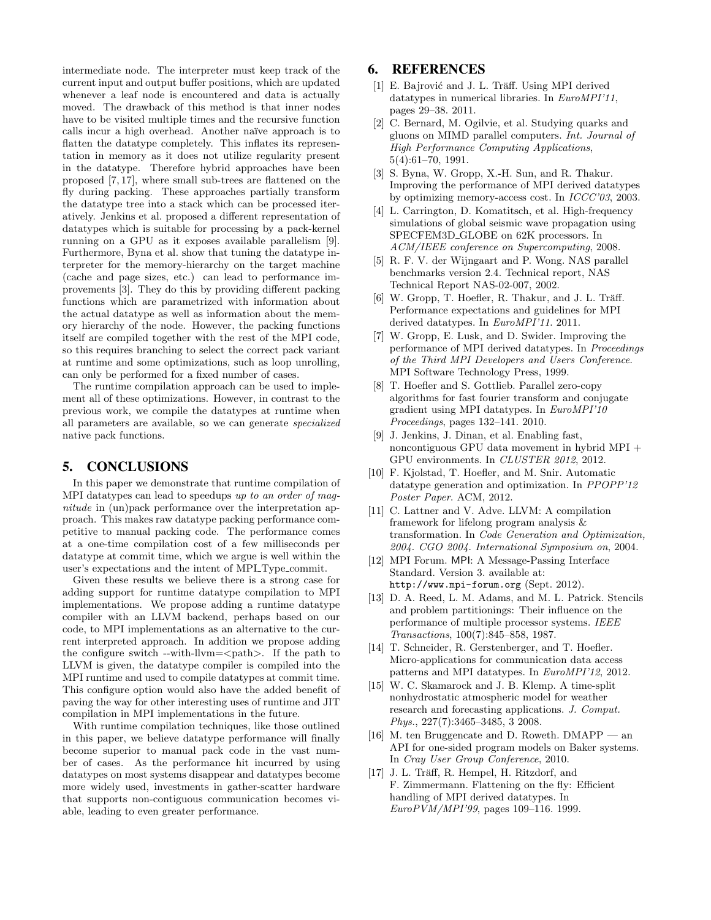intermediate node. The interpreter must keep track of the current input and output buffer positions, which are updated whenever a leaf node is encountered and data is actually moved. The drawback of this method is that inner nodes have to be visited multiple times and the recursive function calls incur a high overhead. Another naïve approach is to flatten the datatype completely. This inflates its representation in memory as it does not utilize regularity present in the datatype. Therefore hybrid approaches have been proposed [7, 17], where small sub-trees are flattened on the fly during packing. These approaches partially transform the datatype tree into a stack which can be processed iteratively. Jenkins et al. proposed a different representation of datatypes which is suitable for processing by a pack-kernel running on a GPU as it exposes available parallelism [9]. Furthermore, Byna et al. show that tuning the datatype interpreter for the memory-hierarchy on the target machine (cache and page sizes, etc.) can lead to performance improvements [3]. They do this by providing different packing functions which are parametrized with information about the actual datatype as well as information about the memory hierarchy of the node. However, the packing functions itself are compiled together with the rest of the MPI code, so this requires branching to select the correct pack variant at runtime and some optimizations, such as loop unrolling, can only be performed for a fixed number of cases.

The runtime compilation approach can be used to implement all of these optimizations. However, in contrast to the previous work, we compile the datatypes at runtime when all parameters are available, so we can generate *specialized* native pack functions.

## 5. CONCLUSIONS

In this paper we demonstrate that runtime compilation of MPI datatypes can lead to speedups *up to an order of magnitude* in (un)pack performance over the interpretation approach. This makes raw datatype packing performance competitive to manual packing code. The performance comes at a one-time compilation cost of a few milliseconds per datatype at commit time, which we argue is well within the user's expectations and the intent of MPI_Type_commit.

Given these results we believe there is a strong case for adding support for runtime datatype compilation to MPI implementations. We propose adding a runtime datatype compiler with an LLVM backend, perhaps based on our code, to MPI implementations as an alternative to the current interpreted approach. In addition we propose adding the configure switch --with-llvm=<path>. If the path to LLVM is given, the datatype compiler is compiled into the MPI runtime and used to compile datatypes at commit time. This configure option would also have the added benefit of paving the way for other interesting uses of runtime and JIT compilation in MPI implementations in the future.

With runtime compilation techniques, like those outlined in this paper, we believe datatype performance will finally become superior to manual pack code in the vast number of cases. As the performance hit incurred by using datatypes on most systems disappear and datatypes become more widely used, investments in gather-scatter hardware that supports non-contiguous communication becomes viable, leading to even greater performance.

## 6. REFERENCES

[1] E. Bajrović and J. L. Träff. Using MPI derived datatypes in numerical libraries. In *EuroMPI'11*, pages 29–38. 2011.

[2] C. Bernard, M. Ogilvie, et al. Studying quarks and gluons on MIMD parallel computers. *Int. Journal of High Performance Computing Applications*, 5(4):61–70, 1991.

[3] S. Byna, W. Gropp, X.-H. Sun, and R. Thakur. Improving the performance of MPI derived datatypes by optimizing memory-access cost. In *ICCC'03*, 2003.

[4] L. Carrington, D. Komatitsch, et al. High-frequency simulations of global seismic wave propagation using SPECFEM3D_GLOBE on 62K processors. In *ACM/IEEE conference on Supercomputing*, 2008.

[5] R. F. V. der Wijngaart and P. Wong. NAS parallel benchmarks version 2.4. Technical report, NAS Technical Report NAS-02-007, 2002.

[6] W. Gropp, T. Hoefler, R. Thakur, and J. L. Träff. Performance expectations and guidelines for MPI derived datatypes. In *EuroMPI'11*. 2011.

[7] W. Gropp, E. Lusk, and D. Swider. Improving the performance of MPI derived datatypes. In *Proceedings of the Third MPI Developers and Users Conference*. MPI Software Technology Press, 1999.

[8] T. Hoefler and S. Gottlieb. Parallel zero-copy algorithms for fast fourier transform and conjugate gradient using MPI datatypes. In *EuroMPI'10 Proceedings*, pages 132–141. 2010.

[9] J. Jenkins, J. Dinan, et al. Enabling fast, noncontiguous GPU data movement in hybrid MPI + GPU environments. In *CLUSTER 2012*, 2012.

[10] F. Kjolstad, T. Hoefler, and M. Snir. Automatic datatype generation and optimization. In *PPOPP'12 Poster Paper*. ACM, 2012.

[11] C. Lattner and V. Adve. LLVM: A compilation framework for lifelong program analysis & transformation. In *Code Generation and Optimization, 2004. CGO 2004. International Symposium on*, 2004.

[12] MPI Forum. MPI: A Message-Passing Interface Standard. Version 3. available at: http://www.mpi-forum.org (Sept. 2012).

[13] D. A. Reed, L. M. Adams, and M. L. Patrick. Stencils and problem partitionings: Their influence on the performance of multiple processor systems. *IEEE Transactions*, 100(7):845–858, 1987.

[14] T. Schneider, R. Gerstenberger, and T. Hoefler. Micro-applications for communication data access patterns and MPI datatypes. In *EuroMPI'12*, 2012.

[15] W. C. Skamarock and J. B. Klemp. A time-split nonhydrostatic atmospheric model for weather research and forecasting applications. *J. Comput. Phys.*, 227(7):3465–3485, 3 2008.

[16] M. ten Bruggencate and D. Roweth. DMAPP — an API for one-sided program models on Baker systems. In *Cray User Group Conference*, 2010.

[17] J. L. Träff, R. Hempel, H. Ritzdorf, and F. Zimmermann. Flattening on the fly: Efficient handling of MPI derived datatypes. In *EuroPVM/MPI'99*, pages 109–116. 1999.